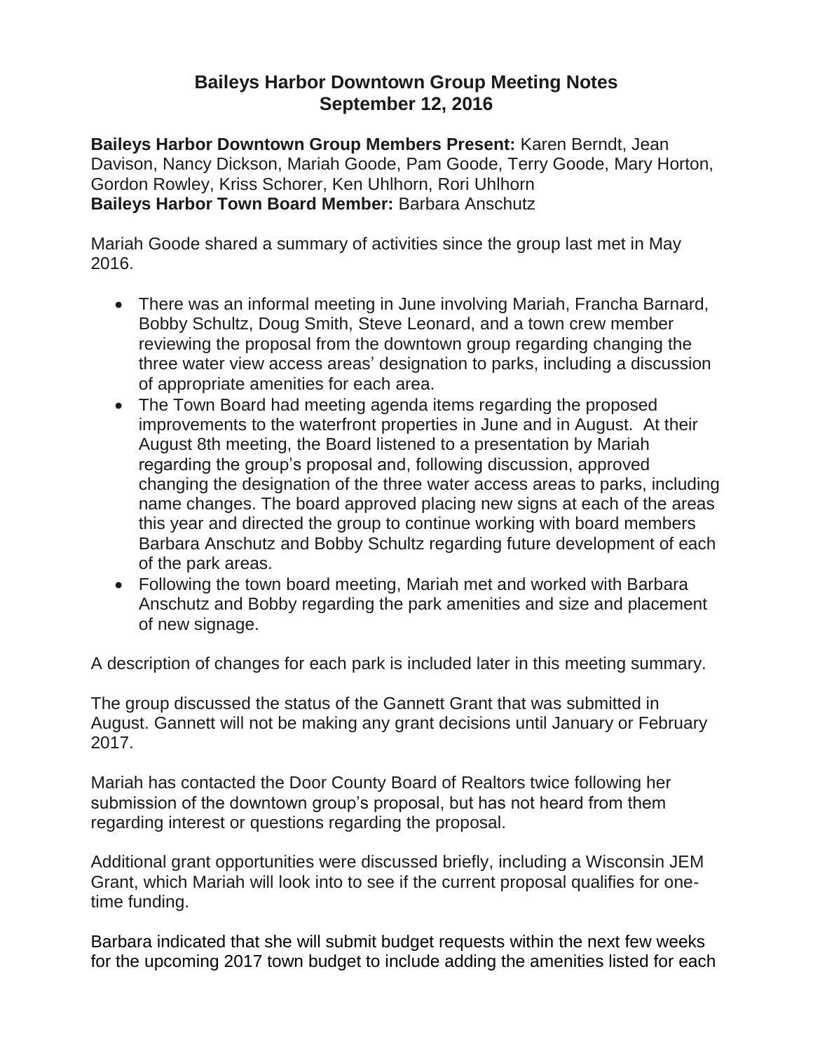# Baileys Harbor Downtown Group Meeting Notes
## September 12, 2016

**Baileys Harbor Downtown Group Members Present:** Karen Berndt, Jean Davison, Nancy Dickson, Mariah Goode, Pam Goode, Terry Goode, Mary Horton, Gordon Rowley, Kriss Schorer, Ken Uhlhorn, Rori Uhlhorn
**Baileys Harbor Town Board Member:** Barbara Anschutz

Mariah Goode shared a summary of activities since the group last met in May 2016.

- There was an informal meeting in June involving Mariah, Francha Barnard, Bobby Schultz, Doug Smith, Steve Leonard, and a town crew member reviewing the proposal from the downtown group regarding changing the three water view access areas' designation to parks, including a discussion of appropriate amenities for each area.
- The Town Board had meeting agenda items regarding the proposed improvements to the waterfront properties in June and in August. At their August 8th meeting, the Board listened to a presentation by Mariah regarding the group's proposal and, following discussion, approved changing the designation of the three water access areas to parks, including name changes. The board approved placing new signs at each of the areas this year and directed the group to continue working with board members Barbara Anschutz and Bobby Schultz regarding future development of each of the park areas.
- Following the town board meeting, Mariah met and worked with Barbara Anschutz and Bobby regarding the park amenities and size and placement of new signage.

A description of changes for each park is included later in this meeting summary.

The group discussed the status of the Gannett Grant that was submitted in August. Gannett will not be making any grant decisions until January or February 2017.

Mariah has contacted the Door County Board of Realtors twice following her submission of the downtown group's proposal, but has not heard from them regarding interest or questions regarding the proposal.

Additional grant opportunities were discussed briefly, including a Wisconsin JEM Grant, which Mariah will look into to see if the current proposal qualifies for one-time funding.

Barbara indicated that she will submit budget requests within the next few weeks for the upcoming 2017 town budget to include adding the amenities listed for each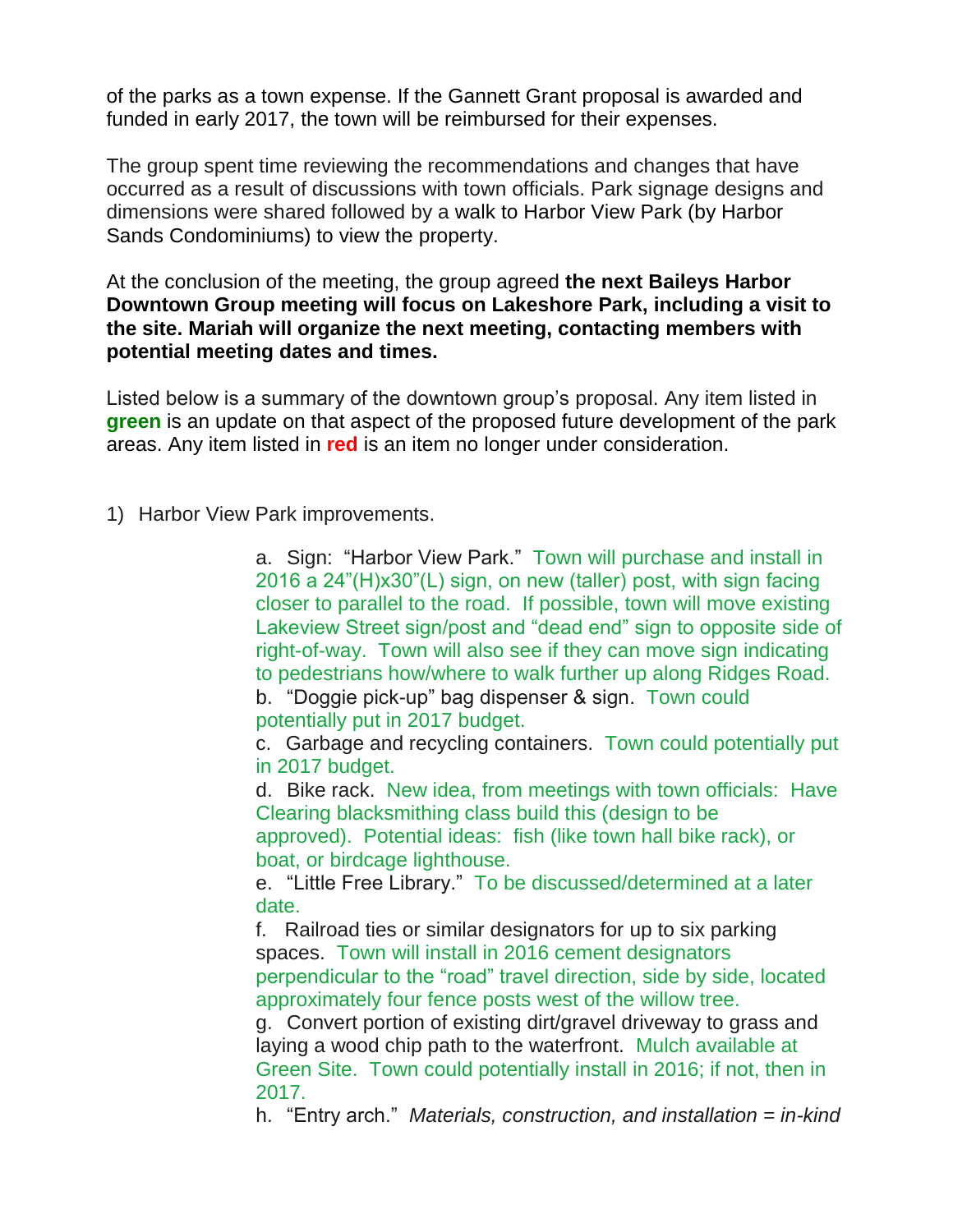of the parks as a town expense. If the Gannett Grant proposal is awarded and funded in early 2017, the town will be reimbursed for their expenses.

The group spent time reviewing the recommendations and changes that have occurred as a result of discussions with town officials. Park signage designs and dimensions were shared followed by a walk to Harbor View Park (by Harbor Sands Condominiums) to view the property.

At the conclusion of the meeting, the group agreed **the next Baileys Harbor Downtown Group meeting will focus on Lakeshore Park, including a visit to the site. Mariah will organize the next meeting, contacting members with potential meeting dates and times.**

Listed below is a summary of the downtown group's proposal. Any item listed in **green** is an update on that aspect of the proposed future development of the park areas. Any item listed in **red** is an item no longer under consideration.

1) Harbor View Park improvements.

   a. Sign: "Harbor View Park." Town will purchase and install in 2016 a 24"(H)x30"(L) sign, on new (taller) post, with sign facing closer to parallel to the road. If possible, town will move existing Lakeview Street sign/post and "dead end" sign to opposite side of right-of-way. Town will also see if they can move sign indicating to pedestrians how/where to walk further up along Ridges Road.
   b. "Doggie pick-up" bag dispenser & sign. Town could potentially put in 2017 budget.
   c. Garbage and recycling containers. Town could potentially put in 2017 budget.
   d. Bike rack. New idea, from meetings with town officials: Have Clearing blacksmithing class build this (design to be approved). Potential ideas: fish (like town hall bike rack), or boat, or birdcage lighthouse.
   e. "Little Free Library." To be discussed/determined at a later date.
   f. Railroad ties or similar designators for up to six parking spaces. Town will install in 2016 cement designators perpendicular to the "road" travel direction, side by side, located approximately four fence posts west of the willow tree.
   g. Convert portion of existing dirt/gravel driveway to grass and laying a wood chip path to the waterfront. Mulch available at Green Site. Town could potentially install in 2016; if not, then in 2017.
   h. "Entry arch." *Materials, construction, and installation = in-kind*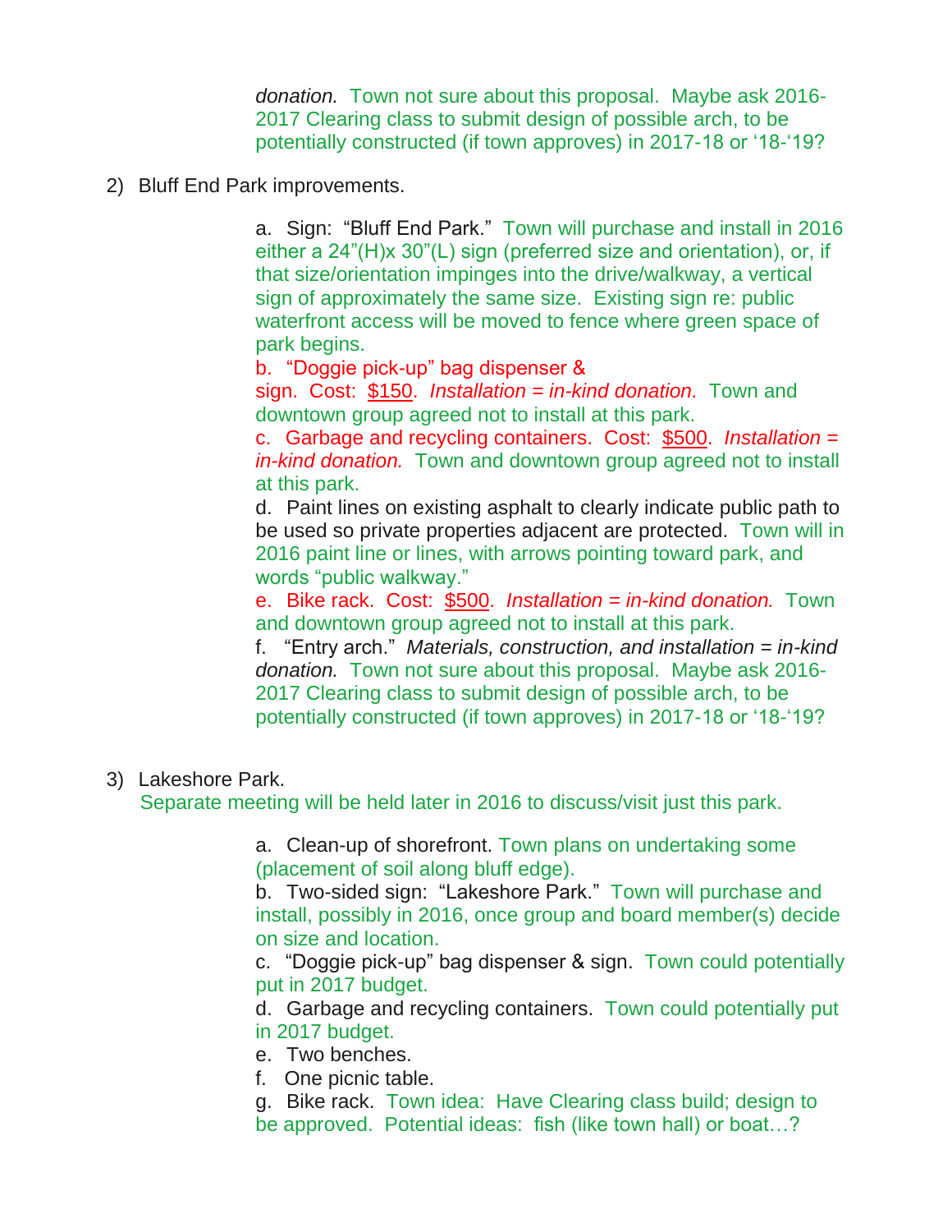*donation.* Town not sure about this proposal. Maybe ask 2016-2017 Clearing class to submit design of possible arch, to be potentially constructed (if town approves) in 2017-18 or '18-'19?

2) Bluff End Park improvements.

   a. Sign: "Bluff End Park." Town will purchase and install in 2016 either a 24"(H)x 30"(L) sign (preferred size and orientation), or, if that size/orientation impinges into the drive/walkway, a vertical sign of approximately the same size. Existing sign re: public waterfront access will be moved to fence where green space of park begins.
   b. "Doggie pick-up" bag dispenser & sign. Cost: <u>$150</u>. *Installation = in-kind donation.* Town and downtown group agreed not to install at this park.
   c. Garbage and recycling containers. Cost: <u>$500</u>. *Installation = in-kind donation.* Town and downtown group agreed not to install at this park.
   d. Paint lines on existing asphalt to clearly indicate public path to be used so private properties adjacent are protected. Town will in 2016 paint line or lines, with arrows pointing toward park, and words "public walkway."
   e. Bike rack. Cost: <u>$500</u>. *Installation = in-kind donation.* Town and downtown group agreed not to install at this park.
   f. "Entry arch." *Materials, construction, and installation = in-kind donation.* Town not sure about this proposal. Maybe ask 2016-2017 Clearing class to submit design of possible arch, to be potentially constructed (if town approves) in 2017-18 or '18-'19?

3) Lakeshore Park.
   Separate meeting will be held later in 2016 to discuss/visit just this park.

   a. Clean-up of shorefront. Town plans on undertaking some (placement of soil along bluff edge).
   b. Two-sided sign: "Lakeshore Park." Town will purchase and install, possibly in 2016, once group and board member(s) decide on size and location.
   c. "Doggie pick-up" bag dispenser & sign. Town could potentially put in 2017 budget.
   d. Garbage and recycling containers. Town could potentially put in 2017 budget.
   e. Two benches.
   f. One picnic table.
   g. Bike rack. Town idea: Have Clearing class build; design to be approved. Potential ideas: fish (like town hall) or boat…?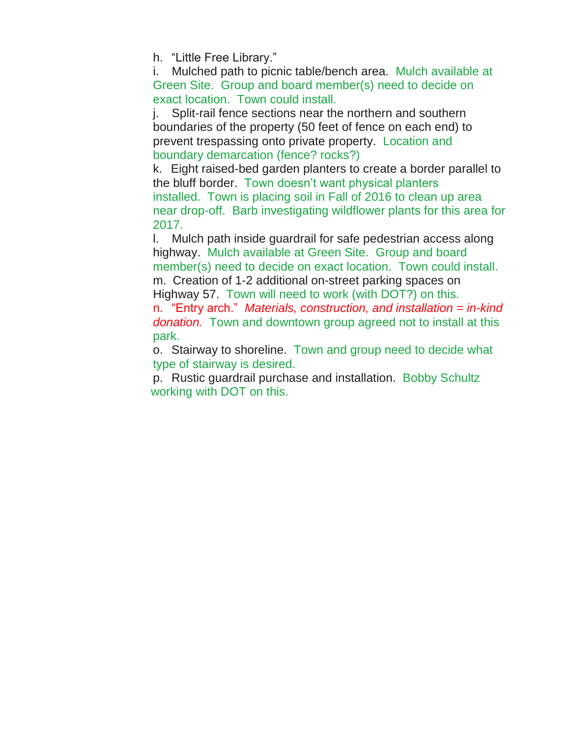h. "Little Free Library."

i. Mulched path to picnic table/bench area. Mulch available at Green Site. Group and board member(s) need to decide on exact location. Town could install.

j. Split-rail fence sections near the northern and southern boundaries of the property (50 feet of fence on each end) to prevent trespassing onto private property. Location and boundary demarcation (fence? rocks?)

k. Eight raised-bed garden planters to create a border parallel to the bluff border. Town doesn't want physical planters installed. Town is placing soil in Fall of 2016 to clean up area near drop-off. Barb investigating wildflower plants for this area for 2017.

l. Mulch path inside guardrail for safe pedestrian access along highway. Mulch available at Green Site. Group and board member(s) need to decide on exact location. Town could install.

m. Creation of 1-2 additional on-street parking spaces on Highway 57. Town will need to work (with DOT?) on this.

n. "Entry arch." *Materials, construction, and installation = in-kind donation.* Town and downtown group agreed not to install at this park.

o. Stairway to shoreline. Town and group need to decide what type of stairway is desired.

p. Rustic guardrail purchase and installation. Bobby Schultz working with DOT on this.